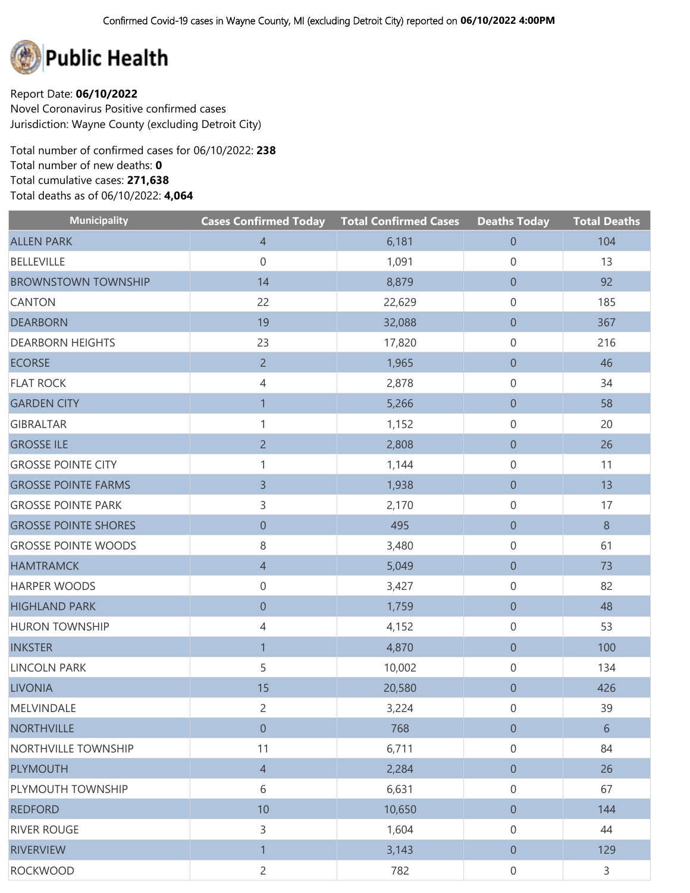Confirmed Covid-19 cases in Wayne County, MI (excluding Detroit City) reported on **06/10/2022 4:00PM**

# Public Health

Report Date: **06/10/2022**
Novel Coronavirus Positive confirmed cases
Jurisdiction: Wayne County (excluding Detroit City)

Total number of confirmed cases for 06/10/2022: **238**
Total number of new deaths: **0**
Total cumulative cases: **271,638**
Total deaths as of 06/10/2022: **4,064**

| Municipality | Cases Confirmed Today | Total Confirmed Cases | Deaths Today | Total Deaths |
|---|---|---|---|---|
| ALLEN PARK | 4 | 6,181 | 0 | 104 |
| BELLEVILLE | 0 | 1,091 | 0 | 13 |
| BROWNSTOWN TOWNSHIP | 14 | 8,879 | 0 | 92 |
| CANTON | 22 | 22,629 | 0 | 185 |
| DEARBORN | 19 | 32,088 | 0 | 367 |
| DEARBORN HEIGHTS | 23 | 17,820 | 0 | 216 |
| ECORSE | 2 | 1,965 | 0 | 46 |
| FLAT ROCK | 4 | 2,878 | 0 | 34 |
| GARDEN CITY | 1 | 5,266 | 0 | 58 |
| GIBRALTAR | 1 | 1,152 | 0 | 20 |
| GROSSE ILE | 2 | 2,808 | 0 | 26 |
| GROSSE POINTE CITY | 1 | 1,144 | 0 | 11 |
| GROSSE POINTE FARMS | 3 | 1,938 | 0 | 13 |
| GROSSE POINTE PARK | 3 | 2,170 | 0 | 17 |
| GROSSE POINTE SHORES | 0 | 495 | 0 | 8 |
| GROSSE POINTE WOODS | 8 | 3,480 | 0 | 61 |
| HAMTRAMCK | 4 | 5,049 | 0 | 73 |
| HARPER WOODS | 0 | 3,427 | 0 | 82 |
| HIGHLAND PARK | 0 | 1,759 | 0 | 48 |
| HURON TOWNSHIP | 4 | 4,152 | 0 | 53 |
| INKSTER | 1 | 4,870 | 0 | 100 |
| LINCOLN PARK | 5 | 10,002 | 0 | 134 |
| LIVONIA | 15 | 20,580 | 0 | 426 |
| MELVINDALE | 2 | 3,224 | 0 | 39 |
| NORTHVILLE | 0 | 768 | 0 | 6 |
| NORTHVILLE TOWNSHIP | 11 | 6,711 | 0 | 84 |
| PLYMOUTH | 4 | 2,284 | 0 | 26 |
| PLYMOUTH TOWNSHIP | 6 | 6,631 | 0 | 67 |
| REDFORD | 10 | 10,650 | 0 | 144 |
| RIVER ROUGE | 3 | 1,604 | 0 | 44 |
| RIVERVIEW | 1 | 3,143 | 0 | 129 |
| ROCKWOOD | 2 | 782 | 0 | 3 |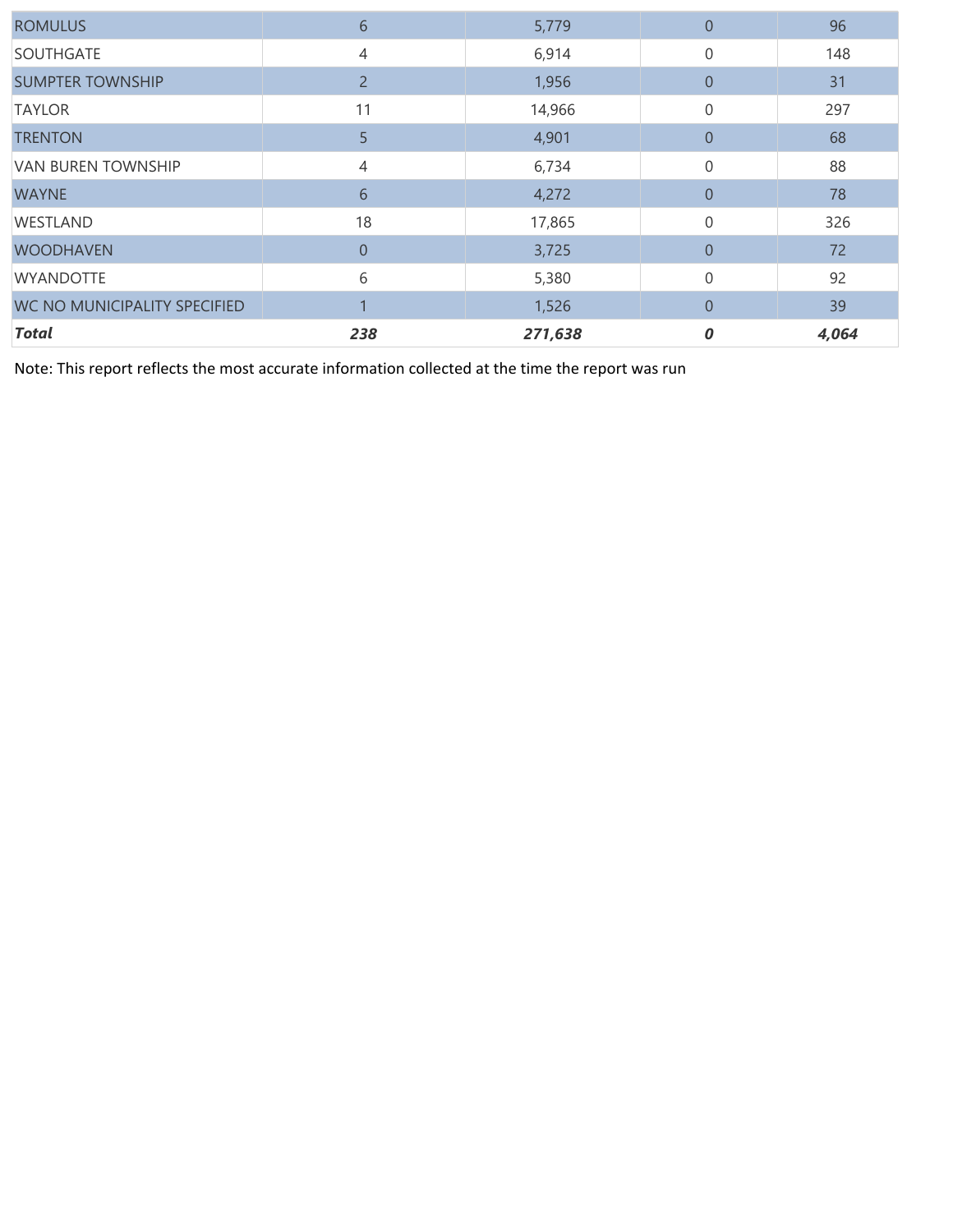| | | | | |
|---|---|---|---|---|
| ROMULUS | 6 | 5,779 | 0 | 96 |
| SOUTHGATE | 4 | 6,914 | 0 | 148 |
| SUMPTER TOWNSHIP | 2 | 1,956 | 0 | 31 |
| TAYLOR | 11 | 14,966 | 0 | 297 |
| TRENTON | 5 | 4,901 | 0 | 68 |
| VAN BUREN TOWNSHIP | 4 | 6,734 | 0 | 88 |
| WAYNE | 6 | 4,272 | 0 | 78 |
| WESTLAND | 18 | 17,865 | 0 | 326 |
| WOODHAVEN | 0 | 3,725 | 0 | 72 |
| WYANDOTTE | 6 | 5,380 | 0 | 92 |
| WC NO MUNICIPALITY SPECIFIED | 1 | 1,526 | 0 | 39 |
| ***Total*** | ***238*** | ***271,638*** | ***0*** | ***4,064*** |

Note: This report reflects the most accurate information collected at the time the report was run